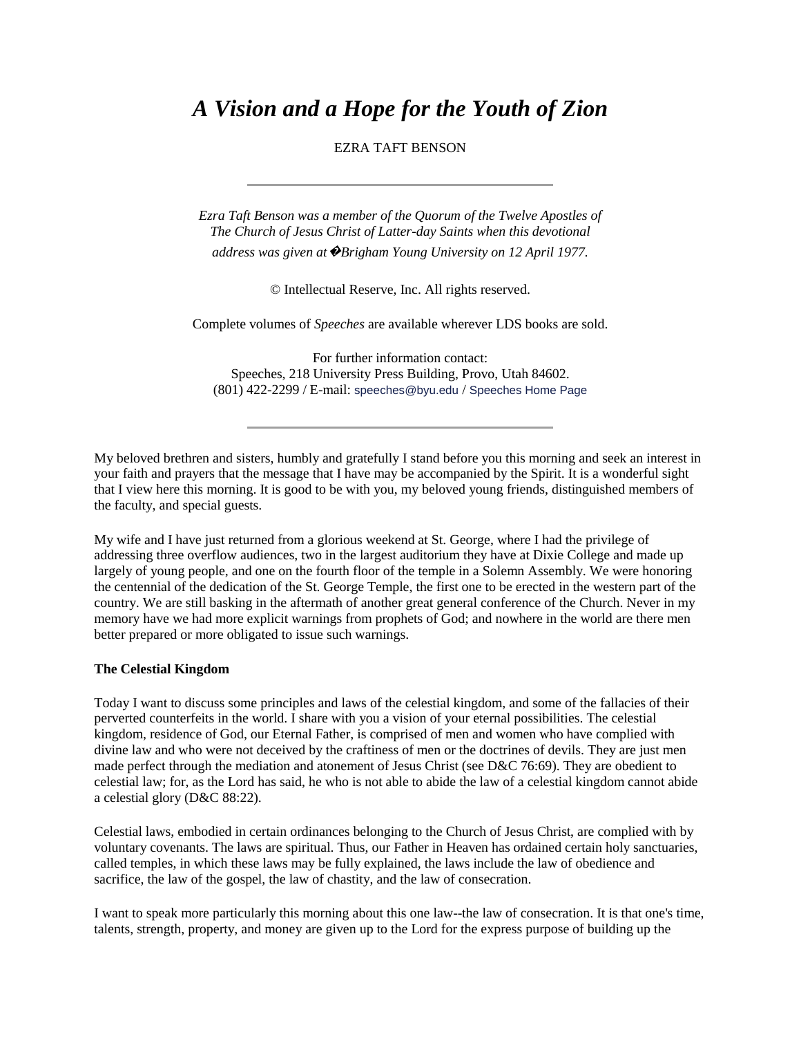# *A Vision and a Hope for the Youth of Zion*

EZRA TAFT BENSON

---

*Ezra Taft Benson was a member of the Quorum of the Twelve Apostles of The Church of Jesus Christ of Latter-day Saints when this devotional address was given at �Brigham Young University on 12 April 1977.*

© Intellectual Reserve, Inc. All rights reserved.

Complete volumes of *Speeches* are available wherever LDS books are sold.

For further information contact:
Speeches, 218 University Press Building, Provo, Utah 84602.
(801) 422-2299 / E-mail: speeches@byu.edu / Speeches Home Page

---

My beloved brethren and sisters, humbly and gratefully I stand before you this morning and seek an interest in your faith and prayers that the message that I have may be accompanied by the Spirit. It is a wonderful sight that I view here this morning. It is good to be with you, my beloved young friends, distinguished members of the faculty, and special guests.

My wife and I have just returned from a glorious weekend at St. George, where I had the privilege of addressing three overflow audiences, two in the largest auditorium they have at Dixie College and made up largely of young people, and one on the fourth floor of the temple in a Solemn Assembly. We were honoring the centennial of the dedication of the St. George Temple, the first one to be erected in the western part of the country. We are still basking in the aftermath of another great general conference of the Church. Never in my memory have we had more explicit warnings from prophets of God; and nowhere in the world are there men better prepared or more obligated to issue such warnings.

### The Celestial Kingdom

Today I want to discuss some principles and laws of the celestial kingdom, and some of the fallacies of their perverted counterfeits in the world. I share with you a vision of your eternal possibilities. The celestial kingdom, residence of God, our Eternal Father, is comprised of men and women who have complied with divine law and who were not deceived by the craftiness of men or the doctrines of devils. They are just men made perfect through the mediation and atonement of Jesus Christ (see D&C 76:69). They are obedient to celestial law; for, as the Lord has said, he who is not able to abide the law of a celestial kingdom cannot abide a celestial glory (D&C 88:22).

Celestial laws, embodied in certain ordinances belonging to the Church of Jesus Christ, are complied with by voluntary covenants. The laws are spiritual. Thus, our Father in Heaven has ordained certain holy sanctuaries, called temples, in which these laws may be fully explained, the laws include the law of obedience and sacrifice, the law of the gospel, the law of chastity, and the law of consecration.

I want to speak more particularly this morning about this one law--the law of consecration. It is that one's time, talents, strength, property, and money are given up to the Lord for the express purpose of building up the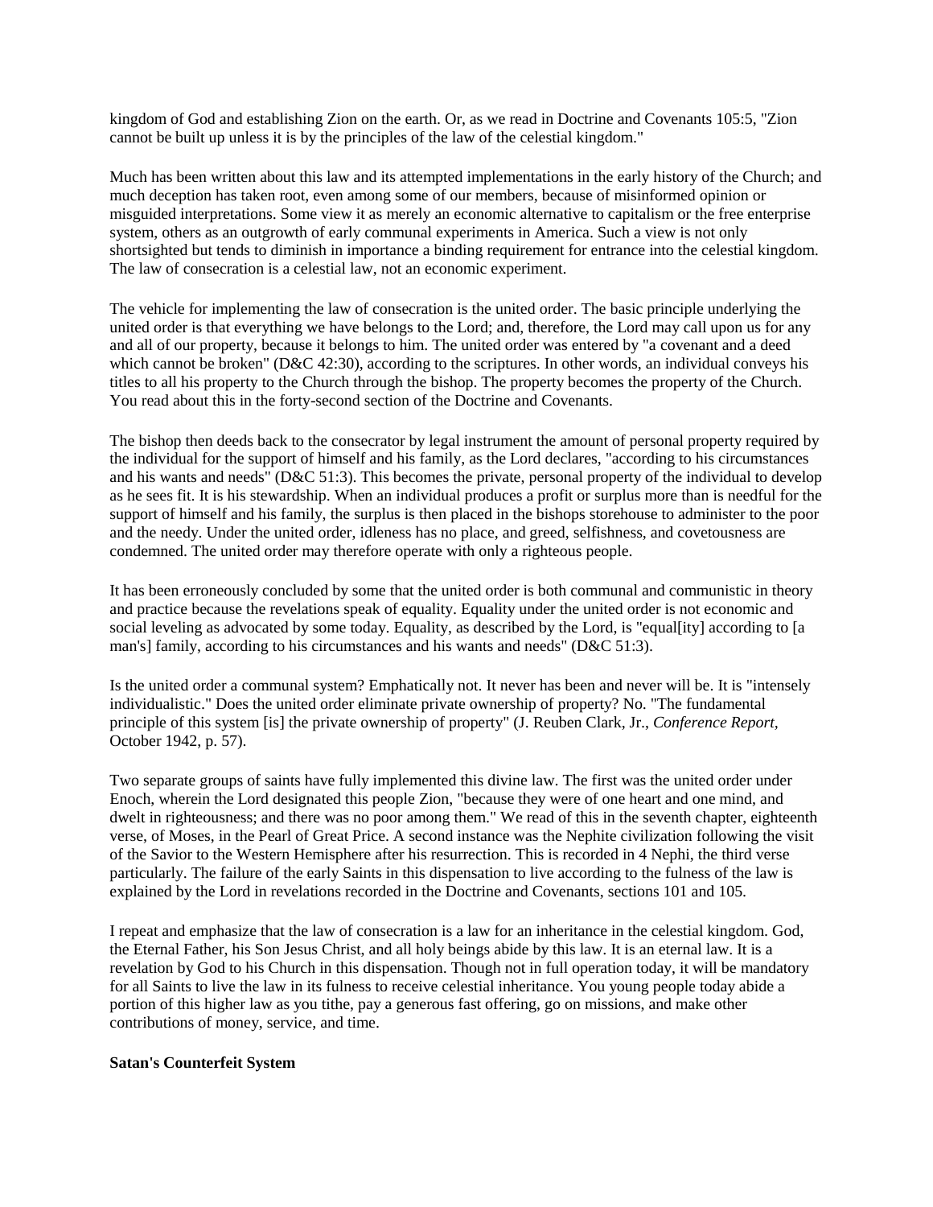kingdom of God and establishing Zion on the earth. Or, as we read in Doctrine and Covenants 105:5, "Zion cannot be built up unless it is by the principles of the law of the celestial kingdom."

Much has been written about this law and its attempted implementations in the early history of the Church; and much deception has taken root, even among some of our members, because of misinformed opinion or misguided interpretations. Some view it as merely an economic alternative to capitalism or the free enterprise system, others as an outgrowth of early communal experiments in America. Such a view is not only shortsighted but tends to diminish in importance a binding requirement for entrance into the celestial kingdom. The law of consecration is a celestial law, not an economic experiment.

The vehicle for implementing the law of consecration is the united order. The basic principle underlying the united order is that everything we have belongs to the Lord; and, therefore, the Lord may call upon us for any and all of our property, because it belongs to him. The united order was entered by "a covenant and a deed which cannot be broken" (D&C 42:30), according to the scriptures. In other words, an individual conveys his titles to all his property to the Church through the bishop. The property becomes the property of the Church. You read about this in the forty-second section of the Doctrine and Covenants.

The bishop then deeds back to the consecrator by legal instrument the amount of personal property required by the individual for the support of himself and his family, as the Lord declares, "according to his circumstances and his wants and needs" (D&C 51:3). This becomes the private, personal property of the individual to develop as he sees fit. It is his stewardship. When an individual produces a profit or surplus more than is needful for the support of himself and his family, the surplus is then placed in the bishops storehouse to administer to the poor and the needy. Under the united order, idleness has no place, and greed, selfishness, and covetousness are condemned. The united order may therefore operate with only a righteous people.

It has been erroneously concluded by some that the united order is both communal and communistic in theory and practice because the revelations speak of equality. Equality under the united order is not economic and social leveling as advocated by some today. Equality, as described by the Lord, is "equal[ity] according to [a man's] family, according to his circumstances and his wants and needs" (D&C 51:3).

Is the united order a communal system? Emphatically not. It never has been and never will be. It is "intensely individualistic." Does the united order eliminate private ownership of property? No. "The fundamental principle of this system [is] the private ownership of property" (J. Reuben Clark, Jr., *Conference Report,* October 1942, p. 57).

Two separate groups of saints have fully implemented this divine law. The first was the united order under Enoch, wherein the Lord designated this people Zion, "because they were of one heart and one mind, and dwelt in righteousness; and there was no poor among them." We read of this in the seventh chapter, eighteenth verse, of Moses, in the Pearl of Great Price. A second instance was the Nephite civilization following the visit of the Savior to the Western Hemisphere after his resurrection. This is recorded in 4 Nephi, the third verse particularly. The failure of the early Saints in this dispensation to live according to the fulness of the law is explained by the Lord in revelations recorded in the Doctrine and Covenants, sections 101 and 105.

I repeat and emphasize that the law of consecration is a law for an inheritance in the celestial kingdom. God, the Eternal Father, his Son Jesus Christ, and all holy beings abide by this law. It is an eternal law. It is a revelation by God to his Church in this dispensation. Though not in full operation today, it will be mandatory for all Saints to live the law in its fulness to receive celestial inheritance. You young people today abide a portion of this higher law as you tithe, pay a generous fast offering, go on missions, and make other contributions of money, service, and time.

**Satan's Counterfeit System**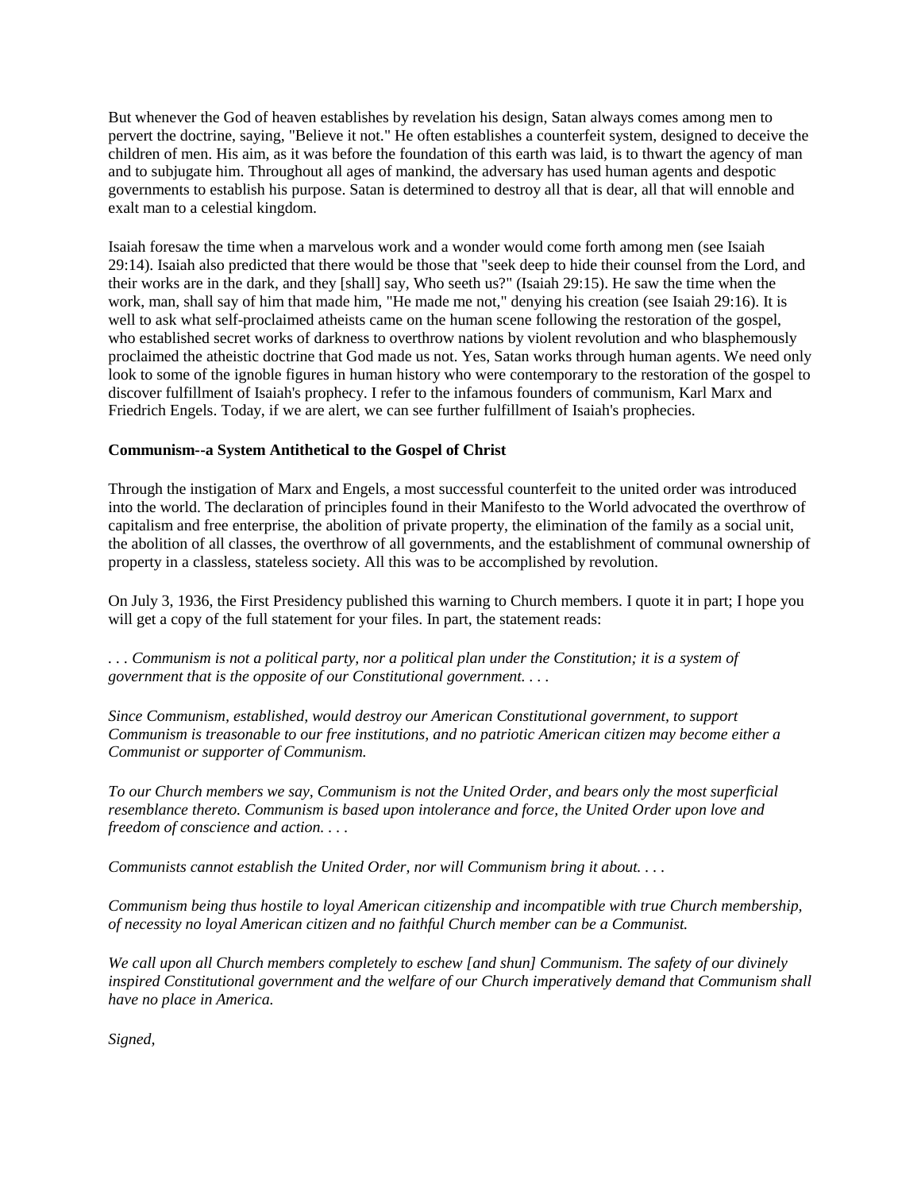But whenever the God of heaven establishes by revelation his design, Satan always comes among men to pervert the doctrine, saying, "Believe it not." He often establishes a counterfeit system, designed to deceive the children of men. His aim, as it was before the foundation of this earth was laid, is to thwart the agency of man and to subjugate him. Throughout all ages of mankind, the adversary has used human agents and despotic governments to establish his purpose. Satan is determined to destroy all that is dear, all that will ennoble and exalt man to a celestial kingdom.

Isaiah foresaw the time when a marvelous work and a wonder would come forth among men (see Isaiah 29:14). Isaiah also predicted that there would be those that "seek deep to hide their counsel from the Lord, and their works are in the dark, and they [shall] say, Who seeth us?" (Isaiah 29:15). He saw the time when the work, man, shall say of him that made him, "He made me not," denying his creation (see Isaiah 29:16). It is well to ask what self-proclaimed atheists came on the human scene following the restoration of the gospel, who established secret works of darkness to overthrow nations by violent revolution and who blasphemously proclaimed the atheistic doctrine that God made us not. Yes, Satan works through human agents. We need only look to some of the ignoble figures in human history who were contemporary to the restoration of the gospel to discover fulfillment of Isaiah's prophecy. I refer to the infamous founders of communism, Karl Marx and Friedrich Engels. Today, if we are alert, we can see further fulfillment of Isaiah's prophecies.

**Communism--a System Antithetical to the Gospel of Christ**

Through the instigation of Marx and Engels, a most successful counterfeit to the united order was introduced into the world. The declaration of principles found in their Manifesto to the World advocated the overthrow of capitalism and free enterprise, the abolition of private property, the elimination of the family as a social unit, the abolition of all classes, the overthrow of all governments, and the establishment of communal ownership of property in a classless, stateless society. All this was to be accomplished by revolution.

On July 3, 1936, the First Presidency published this warning to Church members. I quote it in part; I hope you will get a copy of the full statement for your files. In part, the statement reads:

*. . . Communism is not a political party, nor a political plan under the Constitution; it is a system of government that is the opposite of our Constitutional government. . . .*

*Since Communism, established, would destroy our American Constitutional government, to support Communism is treasonable to our free institutions, and no patriotic American citizen may become either a Communist or supporter of Communism.*

*To our Church members we say, Communism is not the United Order, and bears only the most superficial resemblance thereto. Communism is based upon intolerance and force, the United Order upon love and freedom of conscience and action. . . .*

*Communists cannot establish the United Order, nor will Communism bring it about. . . .*

*Communism being thus hostile to loyal American citizenship and incompatible with true Church membership, of necessity no loyal American citizen and no faithful Church member can be a Communist.*

*We call upon all Church members completely to eschew [and shun] Communism. The safety of our divinely inspired Constitutional government and the welfare of our Church imperatively demand that Communism shall have no place in America.*

*Signed,*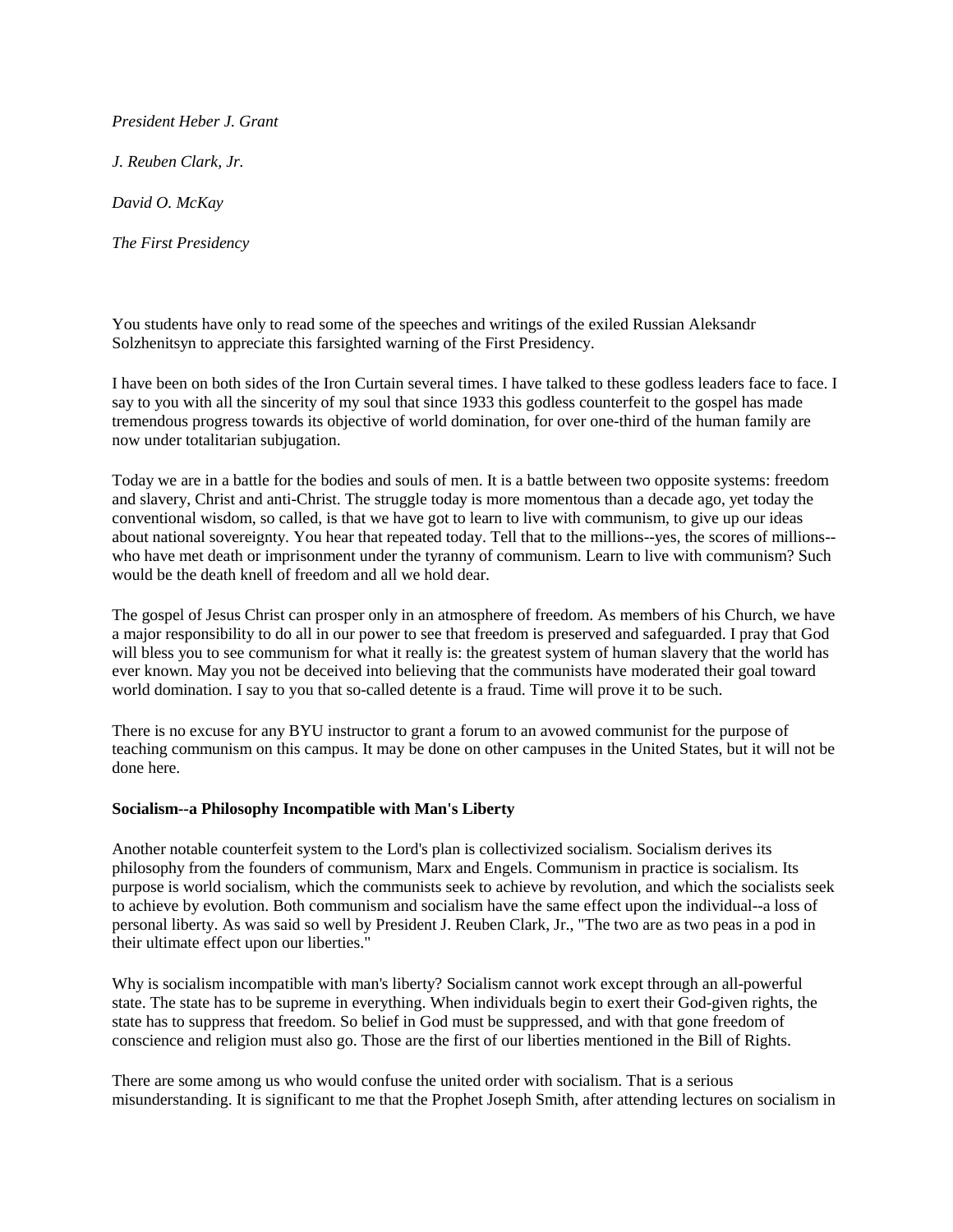*President Heber J. Grant*

*J. Reuben Clark, Jr.*

*David O. McKay*

*The First Presidency*

You students have only to read some of the speeches and writings of the exiled Russian Aleksandr Solzhenitsyn to appreciate this farsighted warning of the First Presidency.

I have been on both sides of the Iron Curtain several times. I have talked to these godless leaders face to face. I say to you with all the sincerity of my soul that since 1933 this godless counterfeit to the gospel has made tremendous progress towards its objective of world domination, for over one-third of the human family are now under totalitarian subjugation.

Today we are in a battle for the bodies and souls of men. It is a battle between two opposite systems: freedom and slavery, Christ and anti-Christ. The struggle today is more momentous than a decade ago, yet today the conventional wisdom, so called, is that we have got to learn to live with communism, to give up our ideas about national sovereignty. You hear that repeated today. Tell that to the millions--yes, the scores of millions--who have met death or imprisonment under the tyranny of communism. Learn to live with communism? Such would be the death knell of freedom and all we hold dear.

The gospel of Jesus Christ can prosper only in an atmosphere of freedom. As members of his Church, we have a major responsibility to do all in our power to see that freedom is preserved and safeguarded. I pray that God will bless you to see communism for what it really is: the greatest system of human slavery that the world has ever known. May you not be deceived into believing that the communists have moderated their goal toward world domination. I say to you that so-called detente is a fraud. Time will prove it to be such.

There is no excuse for any BYU instructor to grant a forum to an avowed communist for the purpose of teaching communism on this campus. It may be done on other campuses in the United States, but it will not be done here.

**Socialism--a Philosophy Incompatible with Man's Liberty**

Another notable counterfeit system to the Lord's plan is collectivized socialism. Socialism derives its philosophy from the founders of communism, Marx and Engels. Communism in practice is socialism. Its purpose is world socialism, which the communists seek to achieve by revolution, and which the socialists seek to achieve by evolution. Both communism and socialism have the same effect upon the individual--a loss of personal liberty. As was said so well by President J. Reuben Clark, Jr., "The two are as two peas in a pod in their ultimate effect upon our liberties."

Why is socialism incompatible with man's liberty? Socialism cannot work except through an all-powerful state. The state has to be supreme in everything. When individuals begin to exert their God-given rights, the state has to suppress that freedom. So belief in God must be suppressed, and with that gone freedom of conscience and religion must also go. Those are the first of our liberties mentioned in the Bill of Rights.

There are some among us who would confuse the united order with socialism. That is a serious misunderstanding. It is significant to me that the Prophet Joseph Smith, after attending lectures on socialism in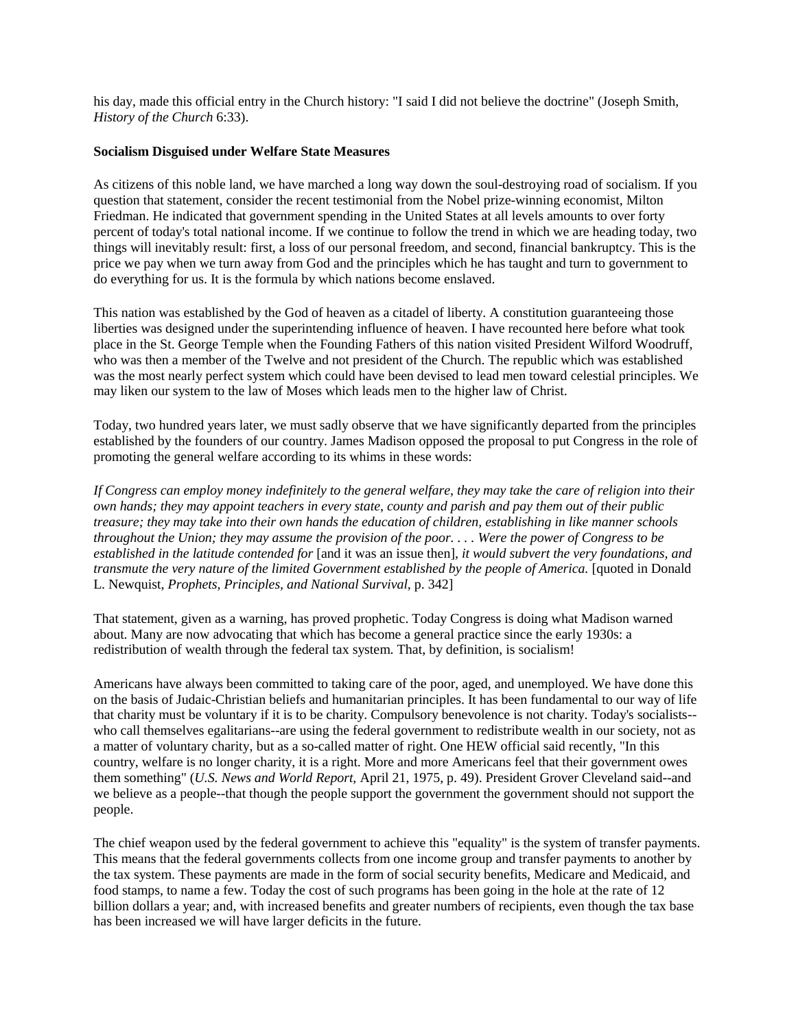his day, made this official entry in the Church history: "I said I did not believe the doctrine" (Joseph Smith, *History of the Church* 6:33).

**Socialism Disguised under Welfare State Measures**

As citizens of this noble land, we have marched a long way down the soul-destroying road of socialism. If you question that statement, consider the recent testimonial from the Nobel prize-winning economist, Milton Friedman. He indicated that government spending in the United States at all levels amounts to over forty percent of today's total national income. If we continue to follow the trend in which we are heading today, two things will inevitably result: first, a loss of our personal freedom, and second, financial bankruptcy. This is the price we pay when we turn away from God and the principles which he has taught and turn to government to do everything for us. It is the formula by which nations become enslaved.

This nation was established by the God of heaven as a citadel of liberty. A constitution guaranteeing those liberties was designed under the superintending influence of heaven. I have recounted here before what took place in the St. George Temple when the Founding Fathers of this nation visited President Wilford Woodruff, who was then a member of the Twelve and not president of the Church. The republic which was established was the most nearly perfect system which could have been devised to lead men toward celestial principles. We may liken our system to the law of Moses which leads men to the higher law of Christ.

Today, two hundred years later, we must sadly observe that we have significantly departed from the principles established by the founders of our country. James Madison opposed the proposal to put Congress in the role of promoting the general welfare according to its whims in these words:

*If Congress can employ money indefinitely to the general welfare, they may take the care of religion into their own hands; they may appoint teachers in every state, county and parish and pay them out of their public treasure; they may take into their own hands the education of children, establishing in like manner schools throughout the Union; they may assume the provision of the poor. . . . Were the power of Congress to be established in the latitude contended for* [and it was an issue then], *it would subvert the very foundations, and transmute the very nature of the limited Government established by the people of America.* [quoted in Donald L. Newquist, *Prophets, Principles, and National Survival,* p. 342]

That statement, given as a warning, has proved prophetic. Today Congress is doing what Madison warned about. Many are now advocating that which has become a general practice since the early 1930s: a redistribution of wealth through the federal tax system. That, by definition, is socialism!

Americans have always been committed to taking care of the poor, aged, and unemployed. We have done this on the basis of Judaic-Christian beliefs and humanitarian principles. It has been fundamental to our way of life that charity must be voluntary if it is to be charity. Compulsory benevolence is not charity. Today's socialists--who call themselves egalitarians--are using the federal government to redistribute wealth in our society, not as a matter of voluntary charity, but as a so-called matter of right. One HEW official said recently, "In this country, welfare is no longer charity, it is a right. More and more Americans feel that their government owes them something" (*U.S. News and World Report,* April 21, 1975, p. 49). President Grover Cleveland said--and we believe as a people--that though the people support the government the government should not support the people.

The chief weapon used by the federal government to achieve this "equality" is the system of transfer payments. This means that the federal governments collects from one income group and transfer payments to another by the tax system. These payments are made in the form of social security benefits, Medicare and Medicaid, and food stamps, to name a few. Today the cost of such programs has been going in the hole at the rate of 12 billion dollars a year; and, with increased benefits and greater numbers of recipients, even though the tax base has been increased we will have larger deficits in the future.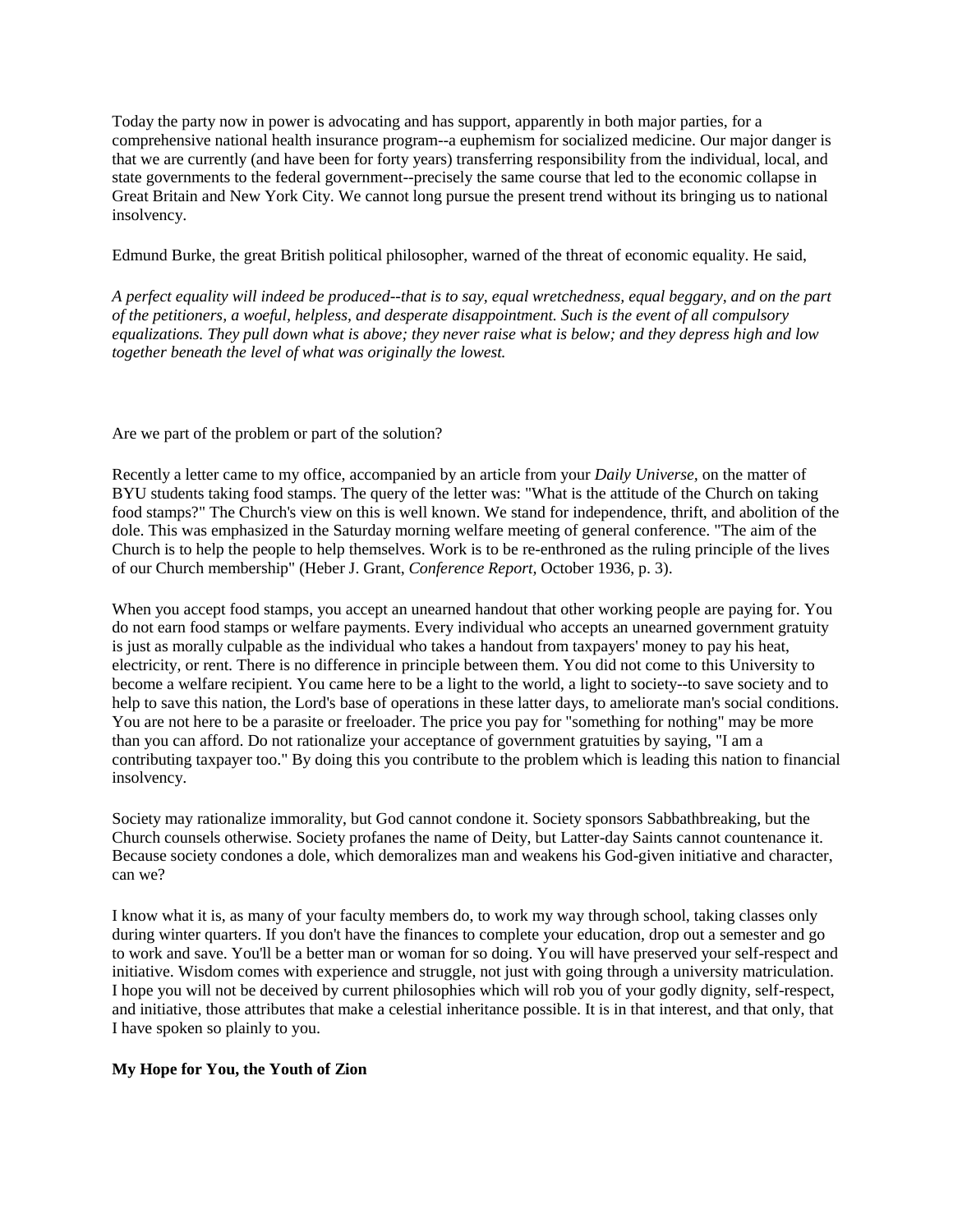Today the party now in power is advocating and has support, apparently in both major parties, for a comprehensive national health insurance program--a euphemism for socialized medicine. Our major danger is that we are currently (and have been for forty years) transferring responsibility from the individual, local, and state governments to the federal government--precisely the same course that led to the economic collapse in Great Britain and New York City. We cannot long pursue the present trend without its bringing us to national insolvency.

Edmund Burke, the great British political philosopher, warned of the threat of economic equality. He said,

*A perfect equality will indeed be produced--that is to say, equal wretchedness, equal beggary, and on the part of the petitioners, a woeful, helpless, and desperate disappointment. Such is the event of all compulsory equalizations. They pull down what is above; they never raise what is below; and they depress high and low together beneath the level of what was originally the lowest.*

Are we part of the problem or part of the solution?

Recently a letter came to my office, accompanied by an article from your *Daily Universe*, on the matter of BYU students taking food stamps. The query of the letter was: "What is the attitude of the Church on taking food stamps?" The Church's view on this is well known. We stand for independence, thrift, and abolition of the dole. This was emphasized in the Saturday morning welfare meeting of general conference. "The aim of the Church is to help the people to help themselves. Work is to be re-enthroned as the ruling principle of the lives of our Church membership" (Heber J. Grant, *Conference Report*, October 1936, p. 3).

When you accept food stamps, you accept an unearned handout that other working people are paying for. You do not earn food stamps or welfare payments. Every individual who accepts an unearned government gratuity is just as morally culpable as the individual who takes a handout from taxpayers' money to pay his heat, electricity, or rent. There is no difference in principle between them. You did not come to this University to become a welfare recipient. You came here to be a light to the world, a light to society--to save society and to help to save this nation, the Lord's base of operations in these latter days, to ameliorate man's social conditions. You are not here to be a parasite or freeloader. The price you pay for "something for nothing" may be more than you can afford. Do not rationalize your acceptance of government gratuities by saying, "I am a contributing taxpayer too." By doing this you contribute to the problem which is leading this nation to financial insolvency.

Society may rationalize immorality, but God cannot condone it. Society sponsors Sabbathbreaking, but the Church counsels otherwise. Society profanes the name of Deity, but Latter-day Saints cannot countenance it. Because society condones a dole, which demoralizes man and weakens his God-given initiative and character, can we?

I know what it is, as many of your faculty members do, to work my way through school, taking classes only during winter quarters. If you don't have the finances to complete your education, drop out a semester and go to work and save. You'll be a better man or woman for so doing. You will have preserved your self-respect and initiative. Wisdom comes with experience and struggle, not just with going through a university matriculation. I hope you will not be deceived by current philosophies which will rob you of your godly dignity, self-respect, and initiative, those attributes that make a celestial inheritance possible. It is in that interest, and that only, that I have spoken so plainly to you.

**My Hope for You, the Youth of Zion**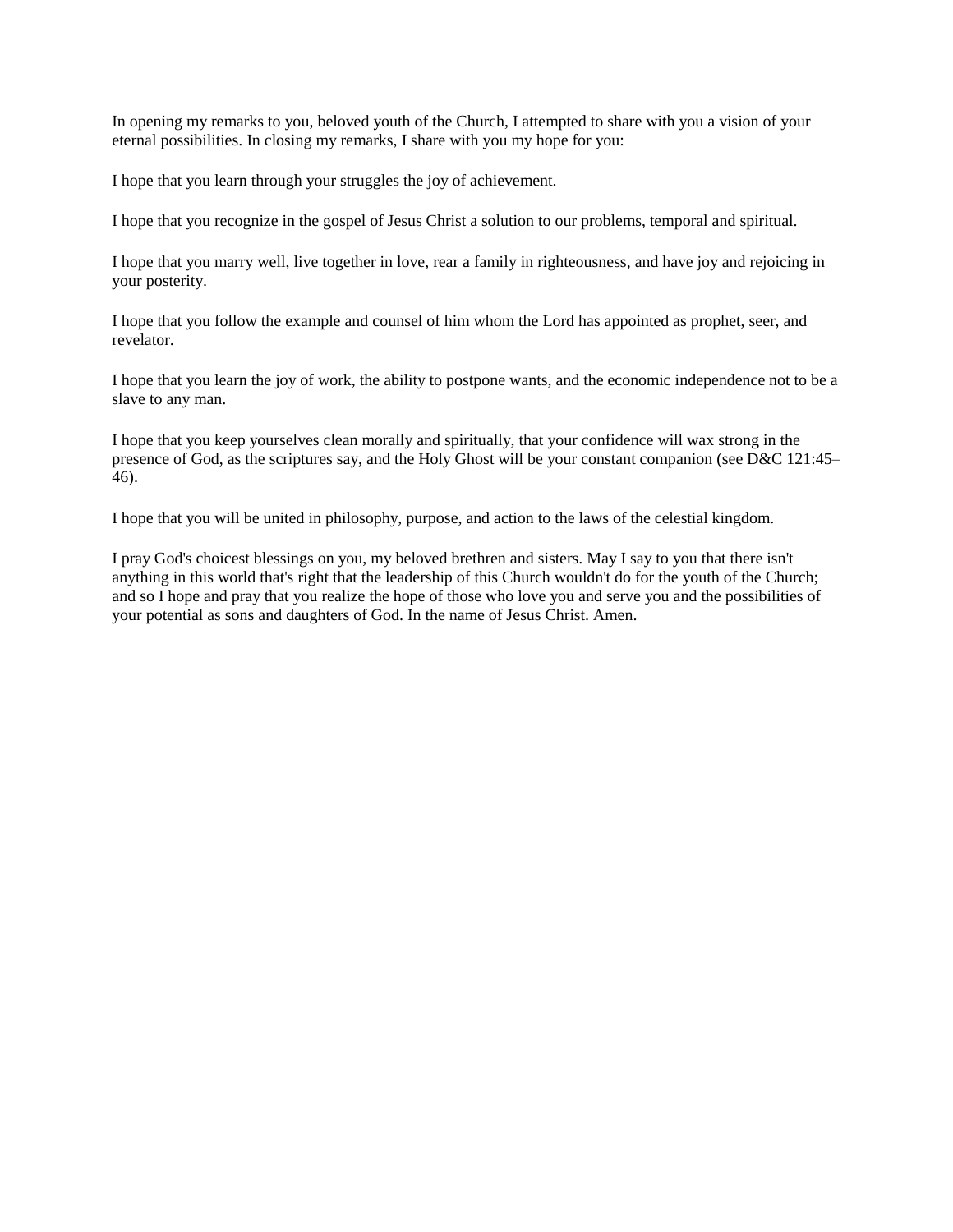In opening my remarks to you, beloved youth of the Church, I attempted to share with you a vision of your eternal possibilities. In closing my remarks, I share with you my hope for you:

I hope that you learn through your struggles the joy of achievement.

I hope that you recognize in the gospel of Jesus Christ a solution to our problems, temporal and spiritual.

I hope that you marry well, live together in love, rear a family in righteousness, and have joy and rejoicing in your posterity.

I hope that you follow the example and counsel of him whom the Lord has appointed as prophet, seer, and revelator.

I hope that you learn the joy of work, the ability to postpone wants, and the economic independence not to be a slave to any man.

I hope that you keep yourselves clean morally and spiritually, that your confidence will wax strong in the presence of God, as the scriptures say, and the Holy Ghost will be your constant companion (see D&C 121:45–46).

I hope that you will be united in philosophy, purpose, and action to the laws of the celestial kingdom.

I pray God's choicest blessings on you, my beloved brethren and sisters. May I say to you that there isn't anything in this world that's right that the leadership of this Church wouldn't do for the youth of the Church; and so I hope and pray that you realize the hope of those who love you and serve you and the possibilities of your potential as sons and daughters of God. In the name of Jesus Christ. Amen.